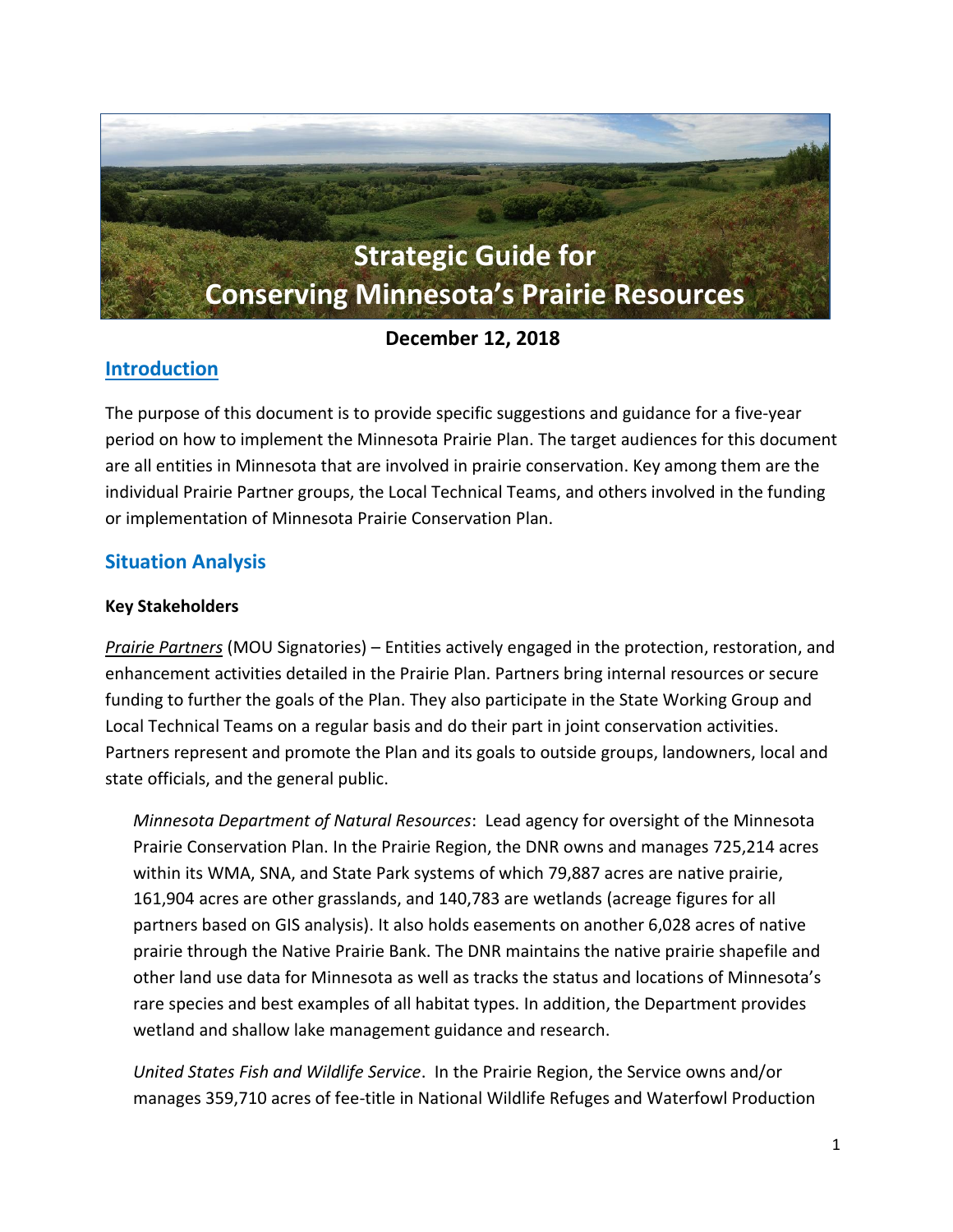# Strategic Guide for Conserving Minnesota's Prairie Resources

**December 12, 2018**

## Introduction

The purpose of this document is to provide specific suggestions and guidance for a five-year period on how to implement the Minnesota Prairie Plan. The target audiences for this document are all entities in Minnesota that are involved in prairie conservation. Key among them are the individual Prairie Partner groups, the Local Technical Teams, and others involved in the funding or implementation of Minnesota Prairie Conservation Plan.

## Situation Analysis

### Key Stakeholders

*Prairie Partners* (MOU Signatories) – Entities actively engaged in the protection, restoration, and enhancement activities detailed in the Prairie Plan. Partners bring internal resources or secure funding to further the goals of the Plan. They also participate in the State Working Group and Local Technical Teams on a regular basis and do their part in joint conservation activities. Partners represent and promote the Plan and its goals to outside groups, landowners, local and state officials, and the general public.

*Minnesota Department of Natural Resources*: Lead agency for oversight of the Minnesota Prairie Conservation Plan. In the Prairie Region, the DNR owns and manages 725,214 acres within its WMA, SNA, and State Park systems of which 79,887 acres are native prairie, 161,904 acres are other grasslands, and 140,783 are wetlands (acreage figures for all partners based on GIS analysis). It also holds easements on another 6,028 acres of native prairie through the Native Prairie Bank. The DNR maintains the native prairie shapefile and other land use data for Minnesota as well as tracks the status and locations of Minnesota's rare species and best examples of all habitat types. In addition, the Department provides wetland and shallow lake management guidance and research.

*United States Fish and Wildlife Service*. In the Prairie Region, the Service owns and/or manages 359,710 acres of fee-title in National Wildlife Refuges and Waterfowl Production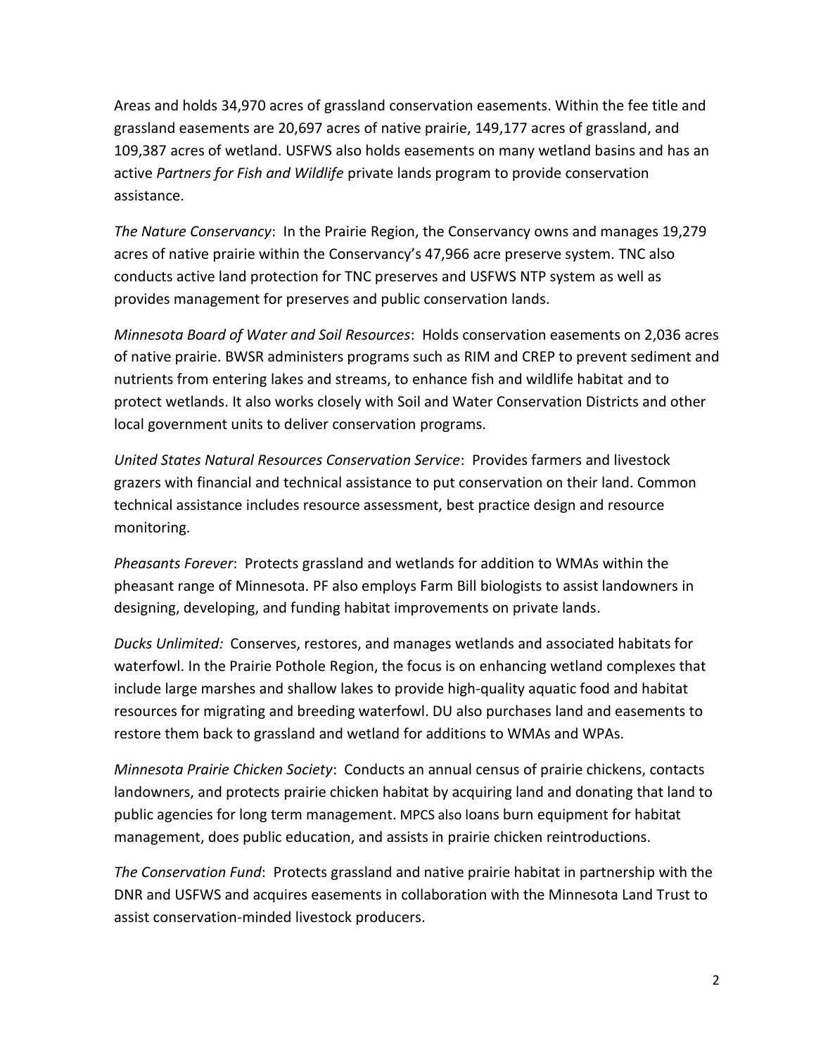Areas and holds 34,970 acres of grassland conservation easements. Within the fee title and grassland easements are 20,697 acres of native prairie, 149,177 acres of grassland, and 109,387 acres of wetland. USFWS also holds easements on many wetland basins and has an active *Partners for Fish and Wildlife* private lands program to provide conservation assistance.

*The Nature Conservancy*: In the Prairie Region, the Conservancy owns and manages 19,279 acres of native prairie within the Conservancy's 47,966 acre preserve system. TNC also conducts active land protection for TNC preserves and USFWS NTP system as well as provides management for preserves and public conservation lands.

*Minnesota Board of Water and Soil Resources*: Holds conservation easements on 2,036 acres of native prairie. BWSR administers programs such as RIM and CREP to prevent sediment and nutrients from entering lakes and streams, to enhance fish and wildlife habitat and to protect wetlands. It also works closely with Soil and Water Conservation Districts and other local government units to deliver conservation programs.

*United States Natural Resources Conservation Service*: Provides farmers and livestock grazers with financial and technical assistance to put conservation on their land. Common technical assistance includes resource assessment, best practice design and resource monitoring.

*Pheasants Forever*: Protects grassland and wetlands for addition to WMAs within the pheasant range of Minnesota. PF also employs Farm Bill biologists to assist landowners in designing, developing, and funding habitat improvements on private lands.

*Ducks Unlimited:* Conserves, restores, and manages wetlands and associated habitats for waterfowl. In the Prairie Pothole Region, the focus is on enhancing wetland complexes that include large marshes and shallow lakes to provide high-quality aquatic food and habitat resources for migrating and breeding waterfowl. DU also purchases land and easements to restore them back to grassland and wetland for additions to WMAs and WPAs.

*Minnesota Prairie Chicken Society*: Conducts an annual census of prairie chickens, contacts landowners, and protects prairie chicken habitat by acquiring land and donating that land to public agencies for long term management. MPCS also loans burn equipment for habitat management, does public education, and assists in prairie chicken reintroductions.

*The Conservation Fund*: Protects grassland and native prairie habitat in partnership with the DNR and USFWS and acquires easements in collaboration with the Minnesota Land Trust to assist conservation-minded livestock producers.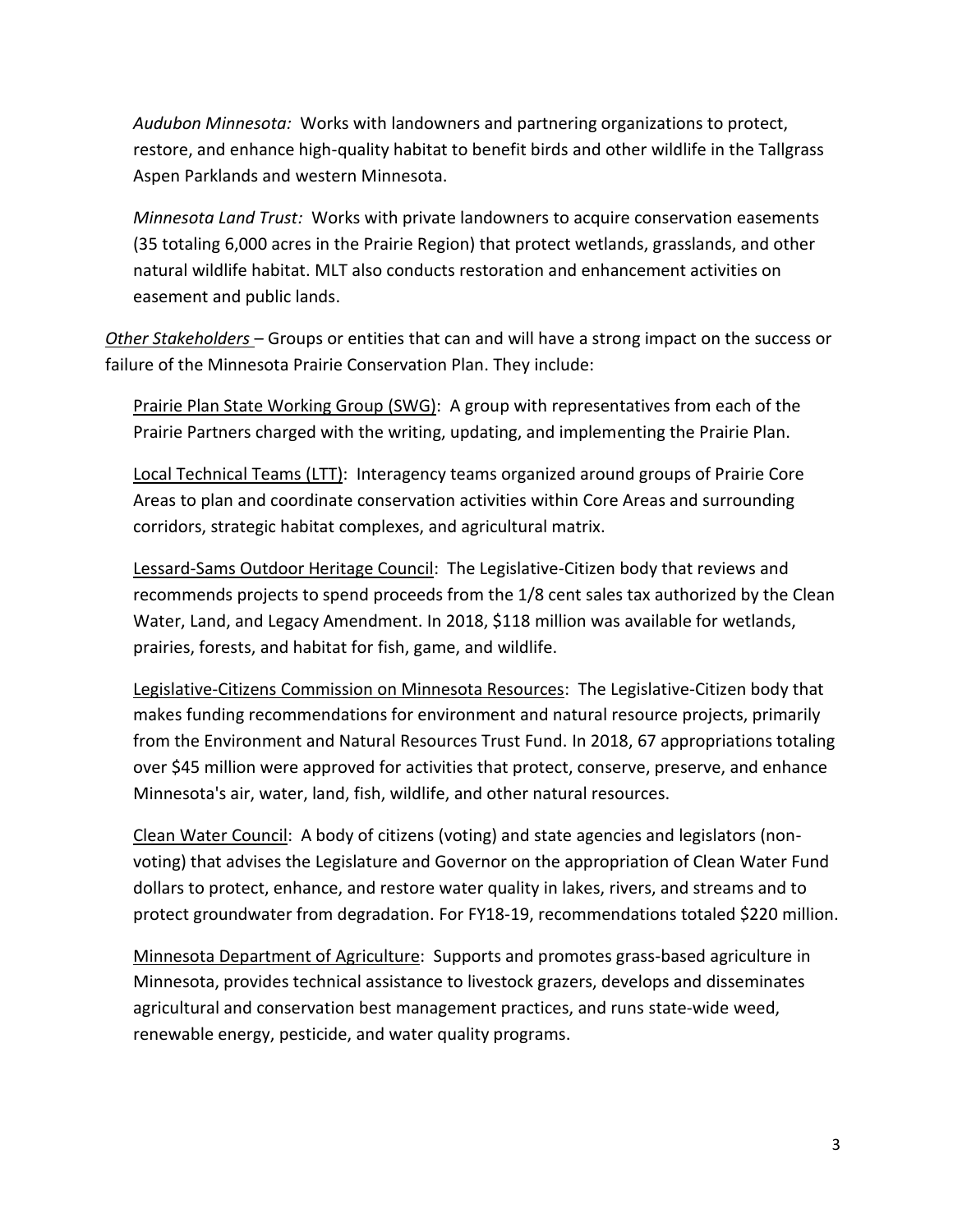*Audubon Minnesota:* Works with landowners and partnering organizations to protect, restore, and enhance high-quality habitat to benefit birds and other wildlife in the Tallgrass Aspen Parklands and western Minnesota.

*Minnesota Land Trust:* Works with private landowners to acquire conservation easements (35 totaling 6,000 acres in the Prairie Region) that protect wetlands, grasslands, and other natural wildlife habitat. MLT also conducts restoration and enhancement activities on easement and public lands.

*Other Stakeholders* – Groups or entities that can and will have a strong impact on the success or failure of the Minnesota Prairie Conservation Plan. They include:

Prairie Plan State Working Group (SWG): A group with representatives from each of the Prairie Partners charged with the writing, updating, and implementing the Prairie Plan.

Local Technical Teams (LTT): Interagency teams organized around groups of Prairie Core Areas to plan and coordinate conservation activities within Core Areas and surrounding corridors, strategic habitat complexes, and agricultural matrix.

Lessard-Sams Outdoor Heritage Council: The Legislative-Citizen body that reviews and recommends projects to spend proceeds from the 1/8 cent sales tax authorized by the Clean Water, Land, and Legacy Amendment. In 2018, $118 million was available for wetlands, prairies, forests, and habitat for fish, game, and wildlife.

Legislative-Citizens Commission on Minnesota Resources: The Legislative-Citizen body that makes funding recommendations for environment and natural resource projects, primarily from the Environment and Natural Resources Trust Fund. In 2018, 67 appropriations totaling over $45 million were approved for activities that protect, conserve, preserve, and enhance Minnesota's air, water, land, fish, wildlife, and other natural resources.

Clean Water Council: A body of citizens (voting) and state agencies and legislators (non-voting) that advises the Legislature and Governor on the appropriation of Clean Water Fund dollars to protect, enhance, and restore water quality in lakes, rivers, and streams and to protect groundwater from degradation. For FY18-19, recommendations totaled $220 million.

Minnesota Department of Agriculture: Supports and promotes grass-based agriculture in Minnesota, provides technical assistance to livestock grazers, develops and disseminates agricultural and conservation best management practices, and runs state-wide weed, renewable energy, pesticide, and water quality programs.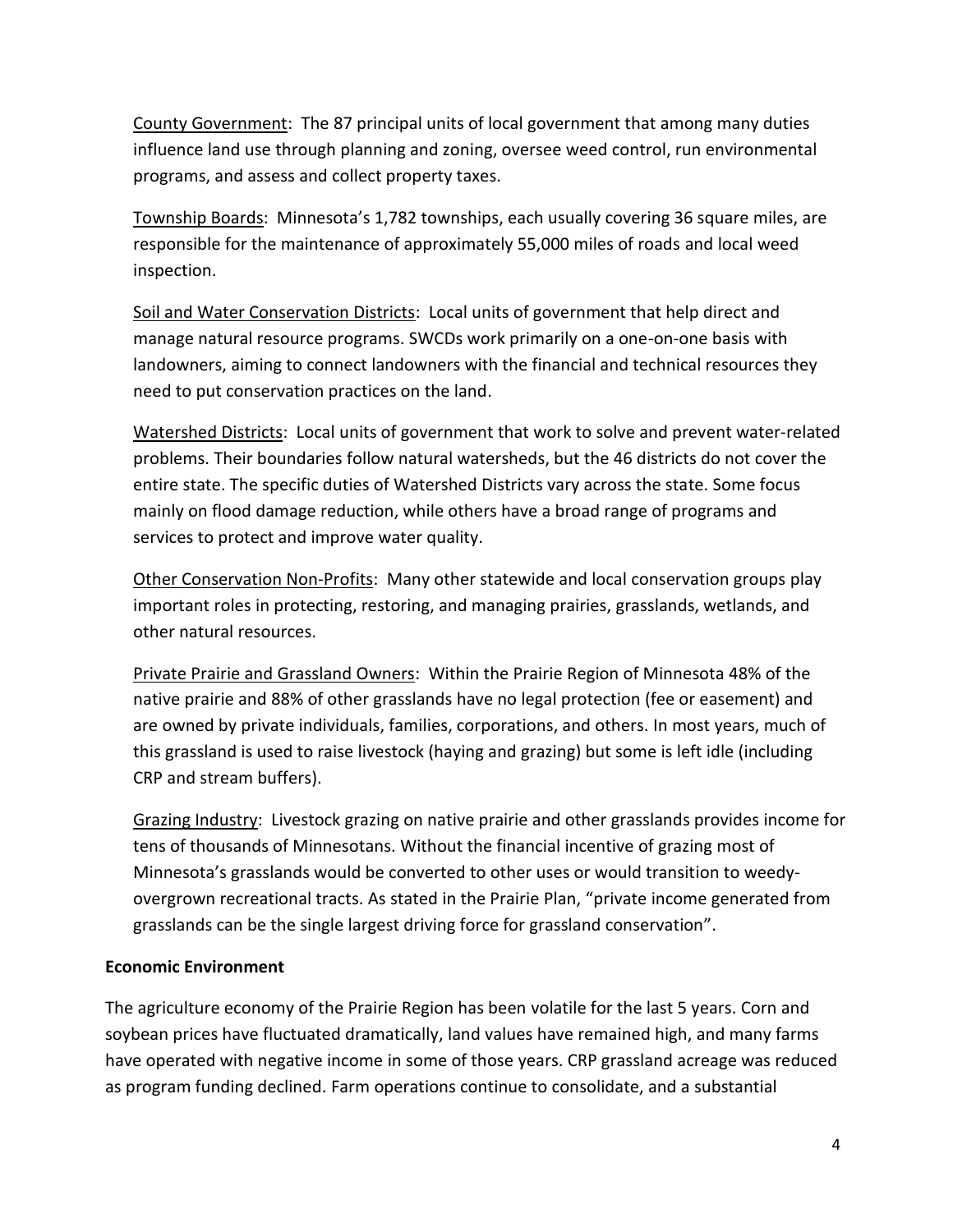<u>County Government</u>: The 87 principal units of local government that among many duties influence land use through planning and zoning, oversee weed control, run environmental programs, and assess and collect property taxes.

<u>Township Boards</u>: Minnesota's 1,782 townships, each usually covering 36 square miles, are responsible for the maintenance of approximately 55,000 miles of roads and local weed inspection.

<u>Soil and Water Conservation Districts</u>: Local units of government that help direct and manage natural resource programs. SWCDs work primarily on a one-on-one basis with landowners, aiming to connect landowners with the financial and technical resources they need to put conservation practices on the land.

<u>Watershed Districts</u>: Local units of government that work to solve and prevent water-related problems. Their boundaries follow natural watersheds, but the 46 districts do not cover the entire state. The specific duties of Watershed Districts vary across the state. Some focus mainly on flood damage reduction, while others have a broad range of programs and services to protect and improve water quality.

<u>Other Conservation Non-Profits</u>: Many other statewide and local conservation groups play important roles in protecting, restoring, and managing prairies, grasslands, wetlands, and other natural resources.

<u>Private Prairie and Grassland Owners</u>: Within the Prairie Region of Minnesota 48% of the native prairie and 88% of other grasslands have no legal protection (fee or easement) and are owned by private individuals, families, corporations, and others. In most years, much of this grassland is used to raise livestock (haying and grazing) but some is left idle (including CRP and stream buffers).

<u>Grazing Industry</u>: Livestock grazing on native prairie and other grasslands provides income for tens of thousands of Minnesotans. Without the financial incentive of grazing most of Minnesota's grasslands would be converted to other uses or would transition to weedy-overgrown recreational tracts. As stated in the Prairie Plan, "private income generated from grasslands can be the single largest driving force for grassland conservation".

**Economic Environment**

The agriculture economy of the Prairie Region has been volatile for the last 5 years. Corn and soybean prices have fluctuated dramatically, land values have remained high, and many farms have operated with negative income in some of those years. CRP grassland acreage was reduced as program funding declined. Farm operations continue to consolidate, and a substantial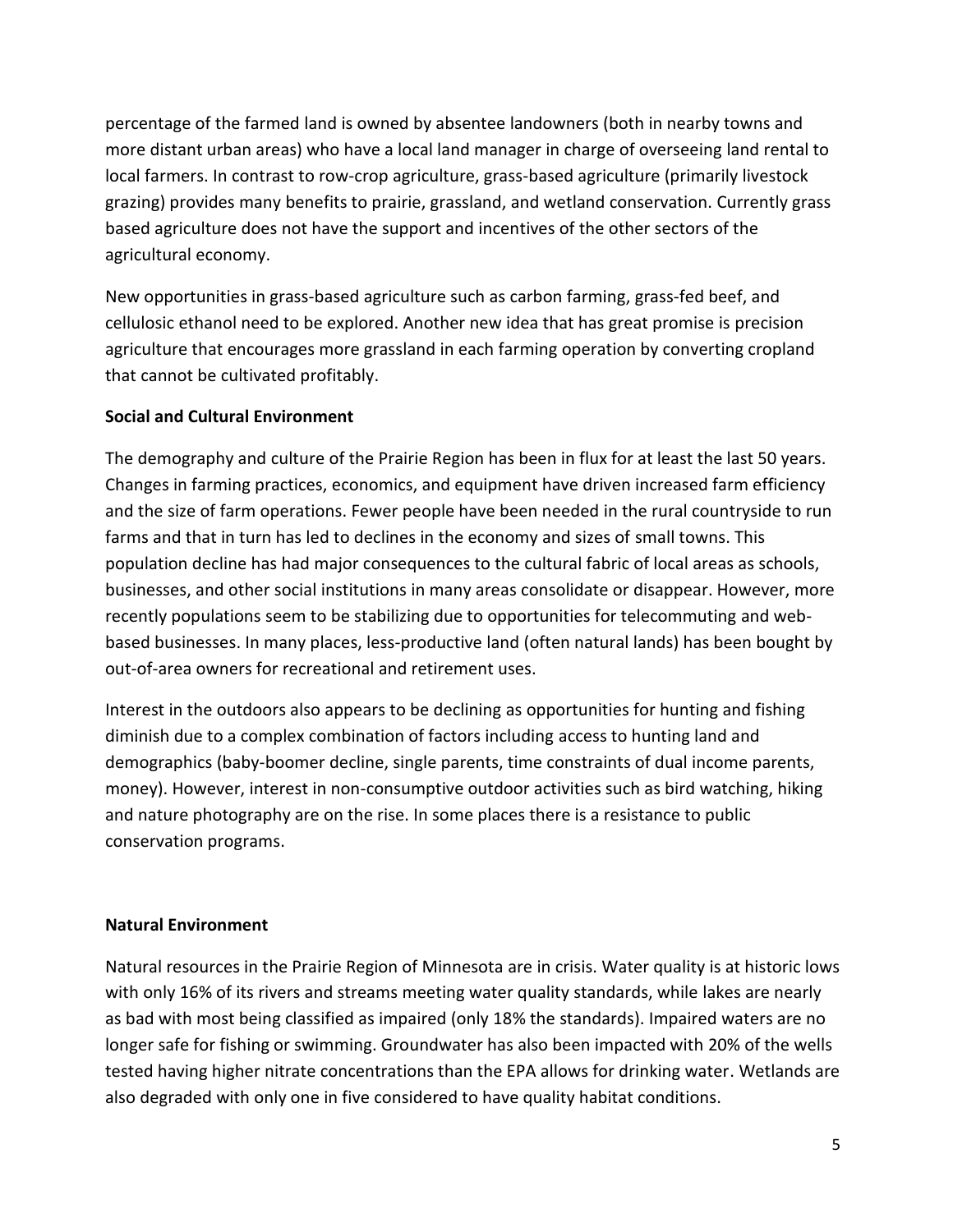percentage of the farmed land is owned by absentee landowners (both in nearby towns and more distant urban areas) who have a local land manager in charge of overseeing land rental to local farmers. In contrast to row-crop agriculture, grass-based agriculture (primarily livestock grazing) provides many benefits to prairie, grassland, and wetland conservation. Currently grass based agriculture does not have the support and incentives of the other sectors of the agricultural economy.

New opportunities in grass-based agriculture such as carbon farming, grass-fed beef, and cellulosic ethanol need to be explored. Another new idea that has great promise is precision agriculture that encourages more grassland in each farming operation by converting cropland that cannot be cultivated profitably.

**Social and Cultural Environment**

The demography and culture of the Prairie Region has been in flux for at least the last 50 years. Changes in farming practices, economics, and equipment have driven increased farm efficiency and the size of farm operations. Fewer people have been needed in the rural countryside to run farms and that in turn has led to declines in the economy and sizes of small towns. This population decline has had major consequences to the cultural fabric of local areas as schools, businesses, and other social institutions in many areas consolidate or disappear. However, more recently populations seem to be stabilizing due to opportunities for telecommuting and web-based businesses. In many places, less-productive land (often natural lands) has been bought by out-of-area owners for recreational and retirement uses.

Interest in the outdoors also appears to be declining as opportunities for hunting and fishing diminish due to a complex combination of factors including access to hunting land and demographics (baby-boomer decline, single parents, time constraints of dual income parents, money). However, interest in non-consumptive outdoor activities such as bird watching, hiking and nature photography are on the rise. In some places there is a resistance to public conservation programs.

**Natural Environment**

Natural resources in the Prairie Region of Minnesota are in crisis. Water quality is at historic lows with only 16% of its rivers and streams meeting water quality standards, while lakes are nearly as bad with most being classified as impaired (only 18% the standards). Impaired waters are no longer safe for fishing or swimming. Groundwater has also been impacted with 20% of the wells tested having higher nitrate concentrations than the EPA allows for drinking water. Wetlands are also degraded with only one in five considered to have quality habitat conditions.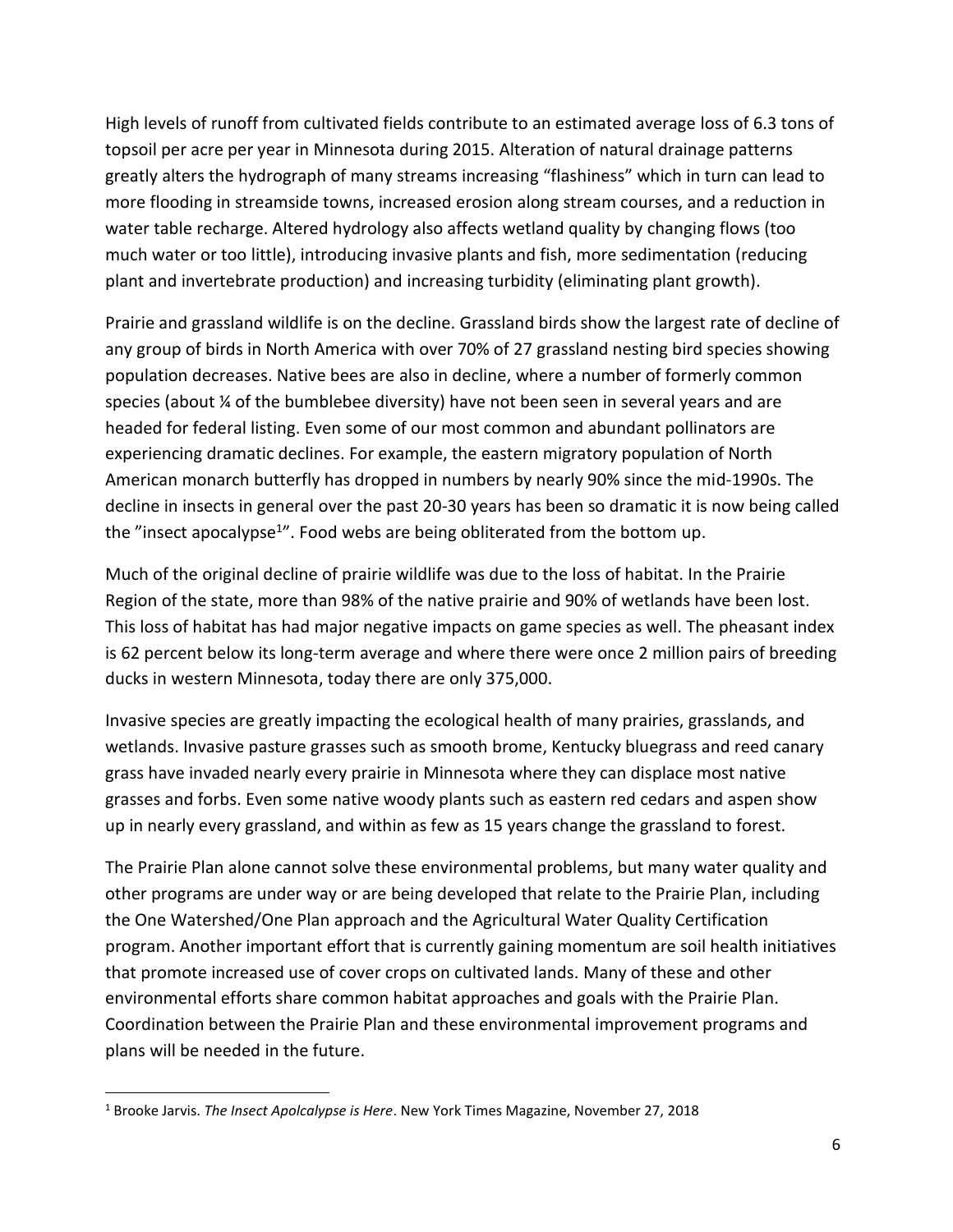High levels of runoff from cultivated fields contribute to an estimated average loss of 6.3 tons of topsoil per acre per year in Minnesota during 2015. Alteration of natural drainage patterns greatly alters the hydrograph of many streams increasing "flashiness" which in turn can lead to more flooding in streamside towns, increased erosion along stream courses, and a reduction in water table recharge. Altered hydrology also affects wetland quality by changing flows (too much water or too little), introducing invasive plants and fish, more sedimentation (reducing plant and invertebrate production) and increasing turbidity (eliminating plant growth).

Prairie and grassland wildlife is on the decline. Grassland birds show the largest rate of decline of any group of birds in North America with over 70% of 27 grassland nesting bird species showing population decreases. Native bees are also in decline, where a number of formerly common species (about ¼ of the bumblebee diversity) have not been seen in several years and are headed for federal listing. Even some of our most common and abundant pollinators are experiencing dramatic declines. For example, the eastern migratory population of North American monarch butterfly has dropped in numbers by nearly 90% since the mid-1990s. The decline in insects in general over the past 20-30 years has been so dramatic it is now being called the "insect apocalypse[1]". Food webs are being obliterated from the bottom up.

Much of the original decline of prairie wildlife was due to the loss of habitat. In the Prairie Region of the state, more than 98% of the native prairie and 90% of wetlands have been lost. This loss of habitat has had major negative impacts on game species as well. The pheasant index is 62 percent below its long-term average and where there were once 2 million pairs of breeding ducks in western Minnesota, today there are only 375,000.

Invasive species are greatly impacting the ecological health of many prairies, grasslands, and wetlands. Invasive pasture grasses such as smooth brome, Kentucky bluegrass and reed canary grass have invaded nearly every prairie in Minnesota where they can displace most native grasses and forbs. Even some native woody plants such as eastern red cedars and aspen show up in nearly every grassland, and within as few as 15 years change the grassland to forest.

The Prairie Plan alone cannot solve these environmental problems, but many water quality and other programs are under way or are being developed that relate to the Prairie Plan, including the One Watershed/One Plan approach and the Agricultural Water Quality Certification program. Another important effort that is currently gaining momentum are soil health initiatives that promote increased use of cover crops on cultivated lands. Many of these and other environmental efforts share common habitat approaches and goals with the Prairie Plan. Coordination between the Prairie Plan and these environmental improvement programs and plans will be needed in the future.

---

[1] Brooke Jarvis. *The Insect Apolcalypse is Here*. New York Times Magazine, November 27, 2018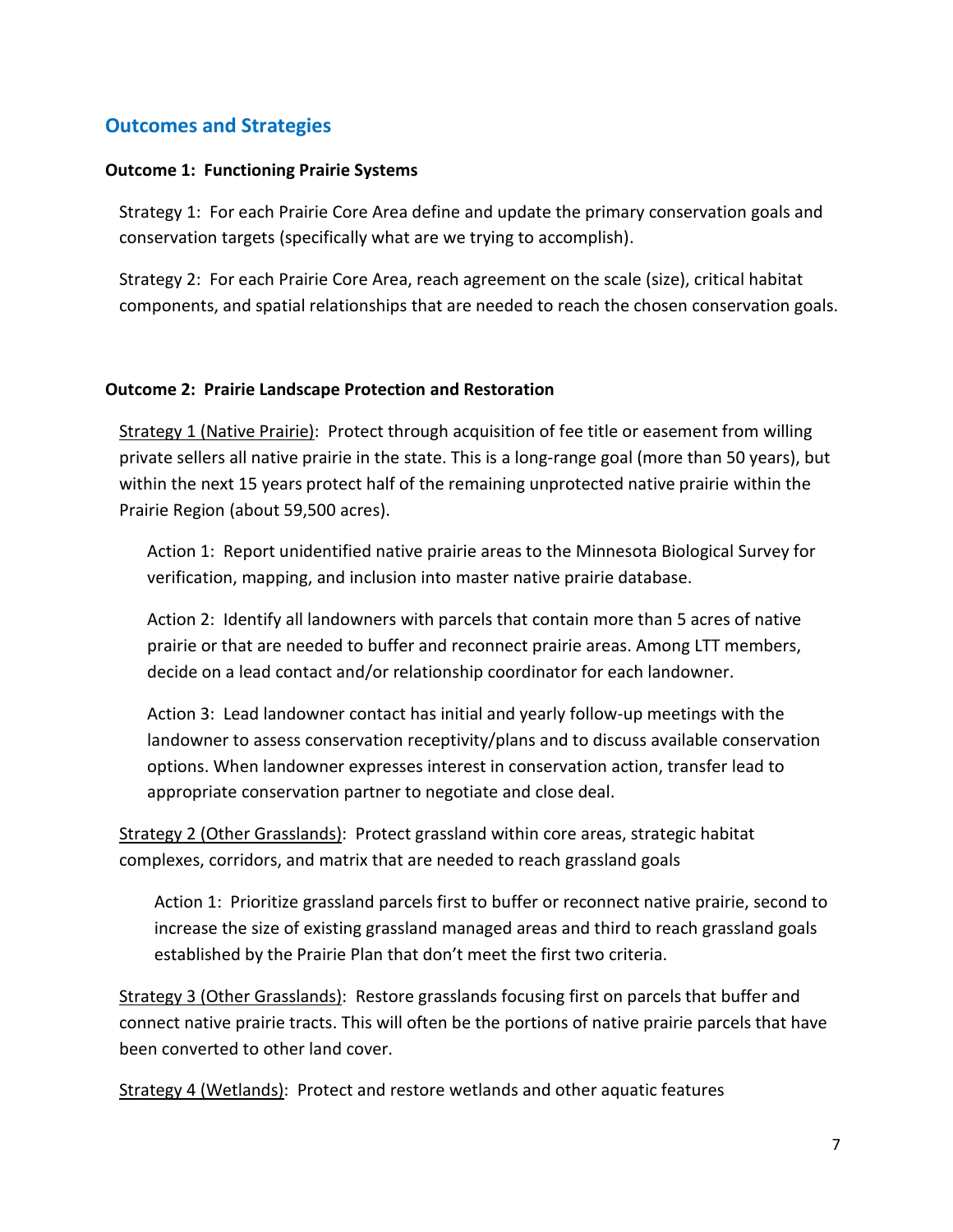## Outcomes and Strategies

**Outcome 1: Functioning Prairie Systems**

Strategy 1: For each Prairie Core Area define and update the primary conservation goals and conservation targets (specifically what are we trying to accomplish).

Strategy 2: For each Prairie Core Area, reach agreement on the scale (size), critical habitat components, and spatial relationships that are needed to reach the chosen conservation goals.

**Outcome 2: Prairie Landscape Protection and Restoration**

<u>Strategy 1 (Native Prairie)</u>: Protect through acquisition of fee title or easement from willing private sellers all native prairie in the state. This is a long-range goal (more than 50 years), but within the next 15 years protect half of the remaining unprotected native prairie within the Prairie Region (about 59,500 acres).

Action 1: Report unidentified native prairie areas to the Minnesota Biological Survey for verification, mapping, and inclusion into master native prairie database.

Action 2: Identify all landowners with parcels that contain more than 5 acres of native prairie or that are needed to buffer and reconnect prairie areas. Among LTT members, decide on a lead contact and/or relationship coordinator for each landowner.

Action 3: Lead landowner contact has initial and yearly follow-up meetings with the landowner to assess conservation receptivity/plans and to discuss available conservation options. When landowner expresses interest in conservation action, transfer lead to appropriate conservation partner to negotiate and close deal.

<u>Strategy 2 (Other Grasslands)</u>: Protect grassland within core areas, strategic habitat complexes, corridors, and matrix that are needed to reach grassland goals

Action 1: Prioritize grassland parcels first to buffer or reconnect native prairie, second to increase the size of existing grassland managed areas and third to reach grassland goals established by the Prairie Plan that don't meet the first two criteria.

<u>Strategy 3 (Other Grasslands)</u>: Restore grasslands focusing first on parcels that buffer and connect native prairie tracts. This will often be the portions of native prairie parcels that have been converted to other land cover.

<u>Strategy 4 (Wetlands)</u>: Protect and restore wetlands and other aquatic features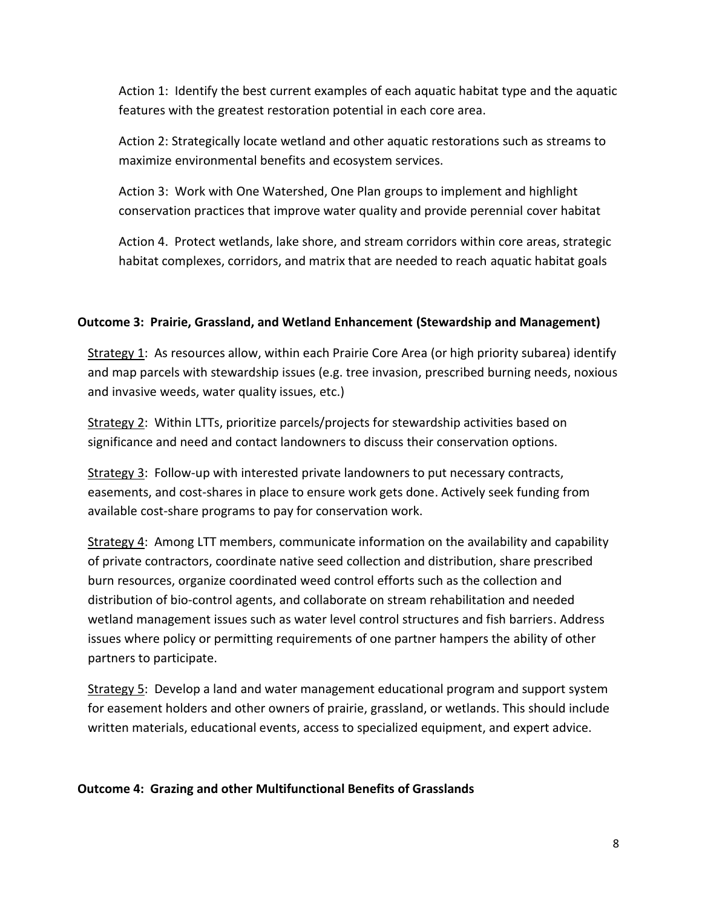Action 1: Identify the best current examples of each aquatic habitat type and the aquatic features with the greatest restoration potential in each core area.

Action 2: Strategically locate wetland and other aquatic restorations such as streams to maximize environmental benefits and ecosystem services.

Action 3: Work with One Watershed, One Plan groups to implement and highlight conservation practices that improve water quality and provide perennial cover habitat

Action 4. Protect wetlands, lake shore, and stream corridors within core areas, strategic habitat complexes, corridors, and matrix that are needed to reach aquatic habitat goals

**Outcome 3: Prairie, Grassland, and Wetland Enhancement (Stewardship and Management)**

<u>Strategy 1</u>: As resources allow, within each Prairie Core Area (or high priority subarea) identify and map parcels with stewardship issues (e.g. tree invasion, prescribed burning needs, noxious and invasive weeds, water quality issues, etc.)

<u>Strategy 2</u>: Within LTTs, prioritize parcels/projects for stewardship activities based on significance and need and contact landowners to discuss their conservation options.

<u>Strategy 3</u>: Follow-up with interested private landowners to put necessary contracts, easements, and cost-shares in place to ensure work gets done. Actively seek funding from available cost-share programs to pay for conservation work.

<u>Strategy 4</u>: Among LTT members, communicate information on the availability and capability of private contractors, coordinate native seed collection and distribution, share prescribed burn resources, organize coordinated weed control efforts such as the collection and distribution of bio-control agents, and collaborate on stream rehabilitation and needed wetland management issues such as water level control structures and fish barriers. Address issues where policy or permitting requirements of one partner hampers the ability of other partners to participate.

<u>Strategy 5</u>: Develop a land and water management educational program and support system for easement holders and other owners of prairie, grassland, or wetlands. This should include written materials, educational events, access to specialized equipment, and expert advice.

**Outcome 4: Grazing and other Multifunctional Benefits of Grasslands**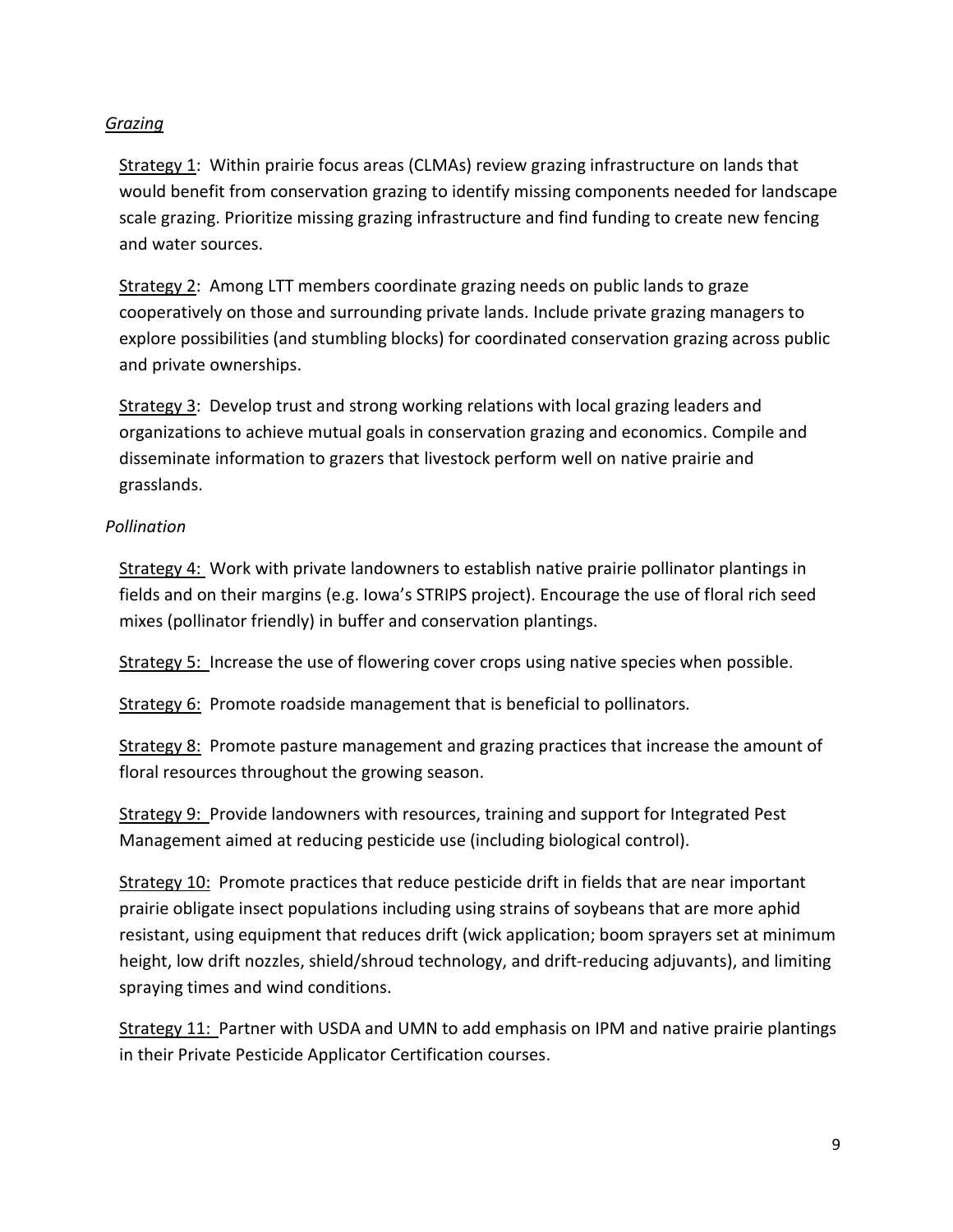*Grazing*

Strategy 1: Within prairie focus areas (CLMAs) review grazing infrastructure on lands that would benefit from conservation grazing to identify missing components needed for landscape scale grazing. Prioritize missing grazing infrastructure and find funding to create new fencing and water sources.

Strategy 2: Among LTT members coordinate grazing needs on public lands to graze cooperatively on those and surrounding private lands. Include private grazing managers to explore possibilities (and stumbling blocks) for coordinated conservation grazing across public and private ownerships.

Strategy 3: Develop trust and strong working relations with local grazing leaders and organizations to achieve mutual goals in conservation grazing and economics. Compile and disseminate information to grazers that livestock perform well on native prairie and grasslands.

*Pollination*

Strategy 4: Work with private landowners to establish native prairie pollinator plantings in fields and on their margins (e.g. Iowa's STRIPS project). Encourage the use of floral rich seed mixes (pollinator friendly) in buffer and conservation plantings.

Strategy 5: Increase the use of flowering cover crops using native species when possible.

Strategy 6: Promote roadside management that is beneficial to pollinators.

Strategy 8: Promote pasture management and grazing practices that increase the amount of floral resources throughout the growing season.

Strategy 9: Provide landowners with resources, training and support for Integrated Pest Management aimed at reducing pesticide use (including biological control).

Strategy 10: Promote practices that reduce pesticide drift in fields that are near important prairie obligate insect populations including using strains of soybeans that are more aphid resistant, using equipment that reduces drift (wick application; boom sprayers set at minimum height, low drift nozzles, shield/shroud technology, and drift-reducing adjuvants), and limiting spraying times and wind conditions.

Strategy 11: Partner with USDA and UMN to add emphasis on IPM and native prairie plantings in their Private Pesticide Applicator Certification courses.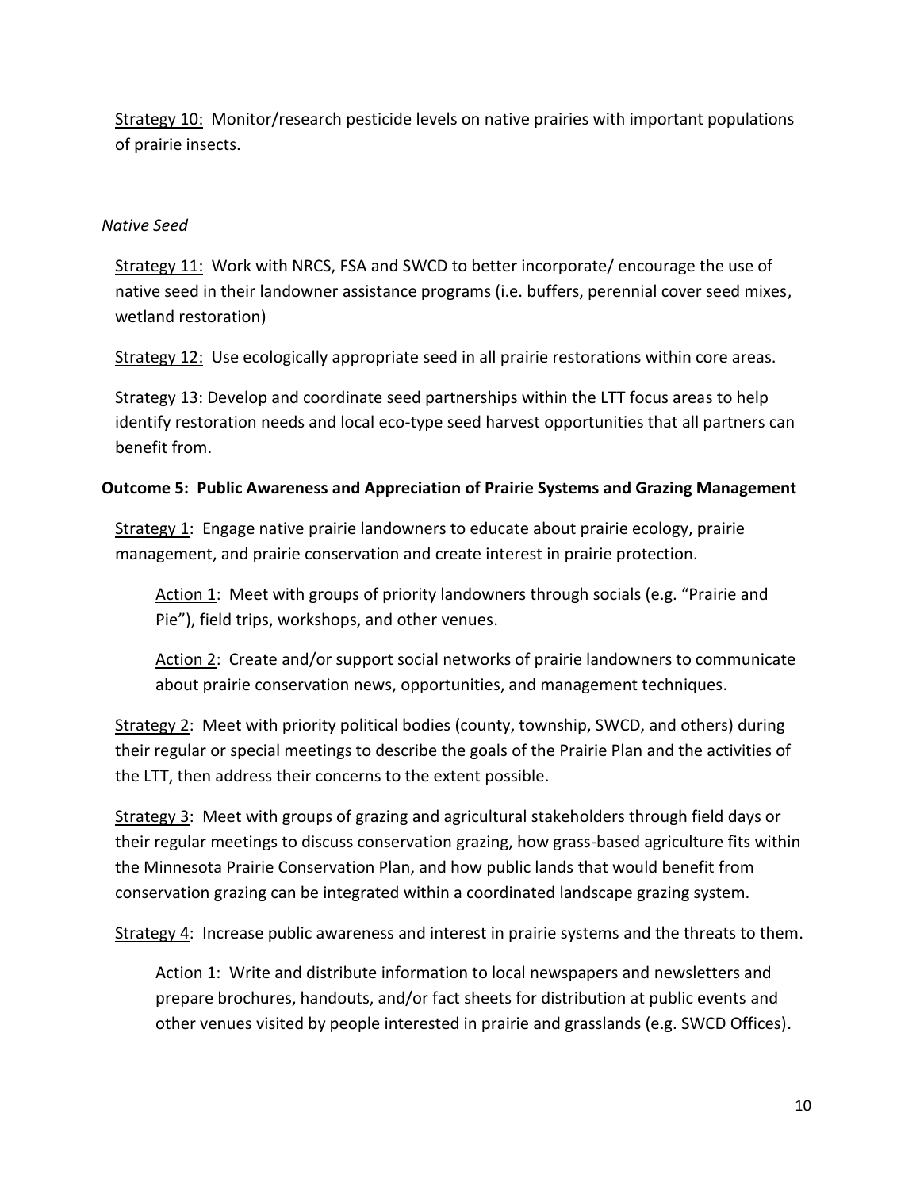Strategy 10: Monitor/research pesticide levels on native prairies with important populations of prairie insects.

*Native Seed*

Strategy 11: Work with NRCS, FSA and SWCD to better incorporate/ encourage the use of native seed in their landowner assistance programs (i.e. buffers, perennial cover seed mixes, wetland restoration)

Strategy 12: Use ecologically appropriate seed in all prairie restorations within core areas.

Strategy 13: Develop and coordinate seed partnerships within the LTT focus areas to help identify restoration needs and local eco-type seed harvest opportunities that all partners can benefit from.

**Outcome 5: Public Awareness and Appreciation of Prairie Systems and Grazing Management**

Strategy 1: Engage native prairie landowners to educate about prairie ecology, prairie management, and prairie conservation and create interest in prairie protection.

Action 1: Meet with groups of priority landowners through socials (e.g. "Prairie and Pie"), field trips, workshops, and other venues.

Action 2: Create and/or support social networks of prairie landowners to communicate about prairie conservation news, opportunities, and management techniques.

Strategy 2: Meet with priority political bodies (county, township, SWCD, and others) during their regular or special meetings to describe the goals of the Prairie Plan and the activities of the LTT, then address their concerns to the extent possible.

Strategy 3: Meet with groups of grazing and agricultural stakeholders through field days or their regular meetings to discuss conservation grazing, how grass-based agriculture fits within the Minnesota Prairie Conservation Plan, and how public lands that would benefit from conservation grazing can be integrated within a coordinated landscape grazing system.

Strategy 4: Increase public awareness and interest in prairie systems and the threats to them.

Action 1: Write and distribute information to local newspapers and newsletters and prepare brochures, handouts, and/or fact sheets for distribution at public events and other venues visited by people interested in prairie and grasslands (e.g. SWCD Offices).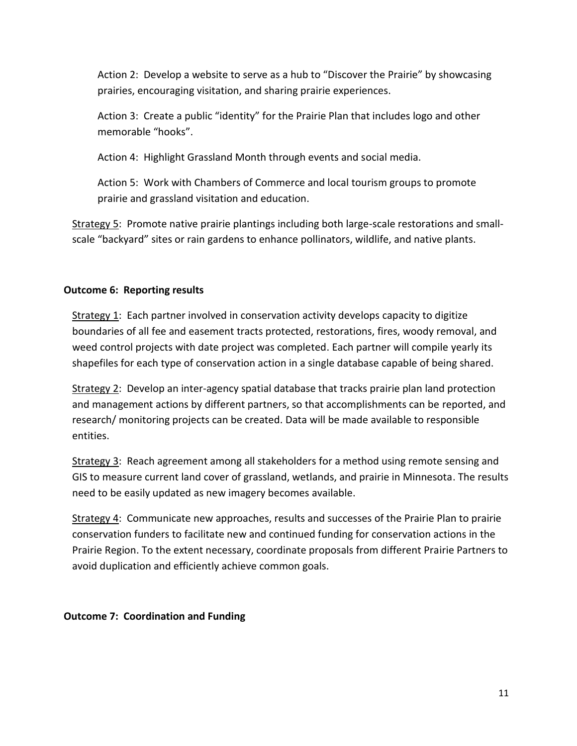Action 2: Develop a website to serve as a hub to "Discover the Prairie" by showcasing prairies, encouraging visitation, and sharing prairie experiences.

Action 3: Create a public "identity" for the Prairie Plan that includes logo and other memorable "hooks".

Action 4: Highlight Grassland Month through events and social media.

Action 5: Work with Chambers of Commerce and local tourism groups to promote prairie and grassland visitation and education.

<u>Strategy 5</u>: Promote native prairie plantings including both large-scale restorations and small-scale "backyard" sites or rain gardens to enhance pollinators, wildlife, and native plants.

**Outcome 6: Reporting results**

<u>Strategy 1</u>: Each partner involved in conservation activity develops capacity to digitize boundaries of all fee and easement tracts protected, restorations, fires, woody removal, and weed control projects with date project was completed. Each partner will compile yearly its shapefiles for each type of conservation action in a single database capable of being shared.

<u>Strategy 2</u>: Develop an inter-agency spatial database that tracks prairie plan land protection and management actions by different partners, so that accomplishments can be reported, and research/ monitoring projects can be created. Data will be made available to responsible entities.

<u>Strategy 3</u>: Reach agreement among all stakeholders for a method using remote sensing and GIS to measure current land cover of grassland, wetlands, and prairie in Minnesota. The results need to be easily updated as new imagery becomes available.

<u>Strategy 4</u>: Communicate new approaches, results and successes of the Prairie Plan to prairie conservation funders to facilitate new and continued funding for conservation actions in the Prairie Region. To the extent necessary, coordinate proposals from different Prairie Partners to avoid duplication and efficiently achieve common goals.

**Outcome 7: Coordination and Funding**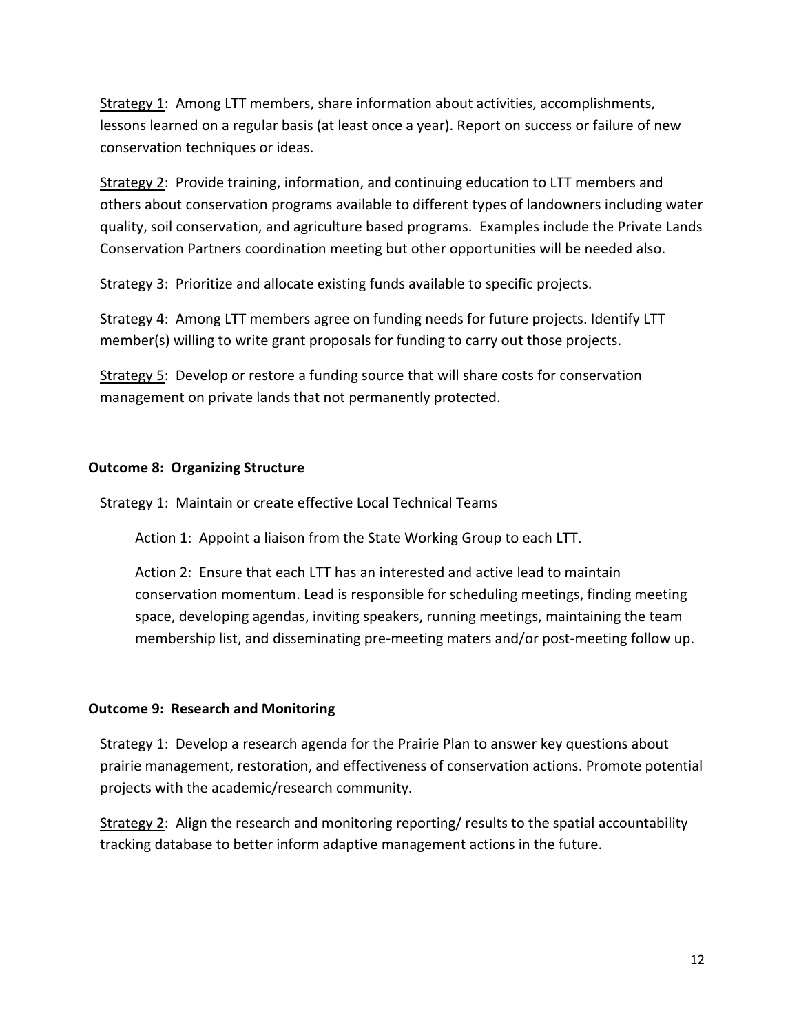Strategy 1:  Among LTT members, share information about activities, accomplishments, lessons learned on a regular basis (at least once a year). Report on success or failure of new conservation techniques or ideas.

Strategy 2:  Provide training, information, and continuing education to LTT members and others about conservation programs available to different types of landowners including water quality, soil conservation, and agriculture based programs.  Examples include the Private Lands Conservation Partners coordination meeting but other opportunities will be needed also.

Strategy 3:  Prioritize and allocate existing funds available to specific projects.

Strategy 4:  Among LTT members agree on funding needs for future projects. Identify LTT member(s) willing to write grant proposals for funding to carry out those projects.

Strategy 5:  Develop or restore a funding source that will share costs for conservation management on private lands that not permanently protected.

**Outcome 8:  Organizing Structure**

Strategy 1:  Maintain or create effective Local Technical Teams

Action 1:  Appoint a liaison from the State Working Group to each LTT.

Action 2:  Ensure that each LTT has an interested and active lead to maintain conservation momentum. Lead is responsible for scheduling meetings, finding meeting space, developing agendas, inviting speakers, running meetings, maintaining the team membership list, and disseminating pre-meeting maters and/or post-meeting follow up.

**Outcome 9:  Research and Monitoring**

Strategy 1:  Develop a research agenda for the Prairie Plan to answer key questions about prairie management, restoration, and effectiveness of conservation actions. Promote potential projects with the academic/research community.

Strategy 2:  Align the research and monitoring reporting/ results to the spatial accountability tracking database to better inform adaptive management actions in the future.